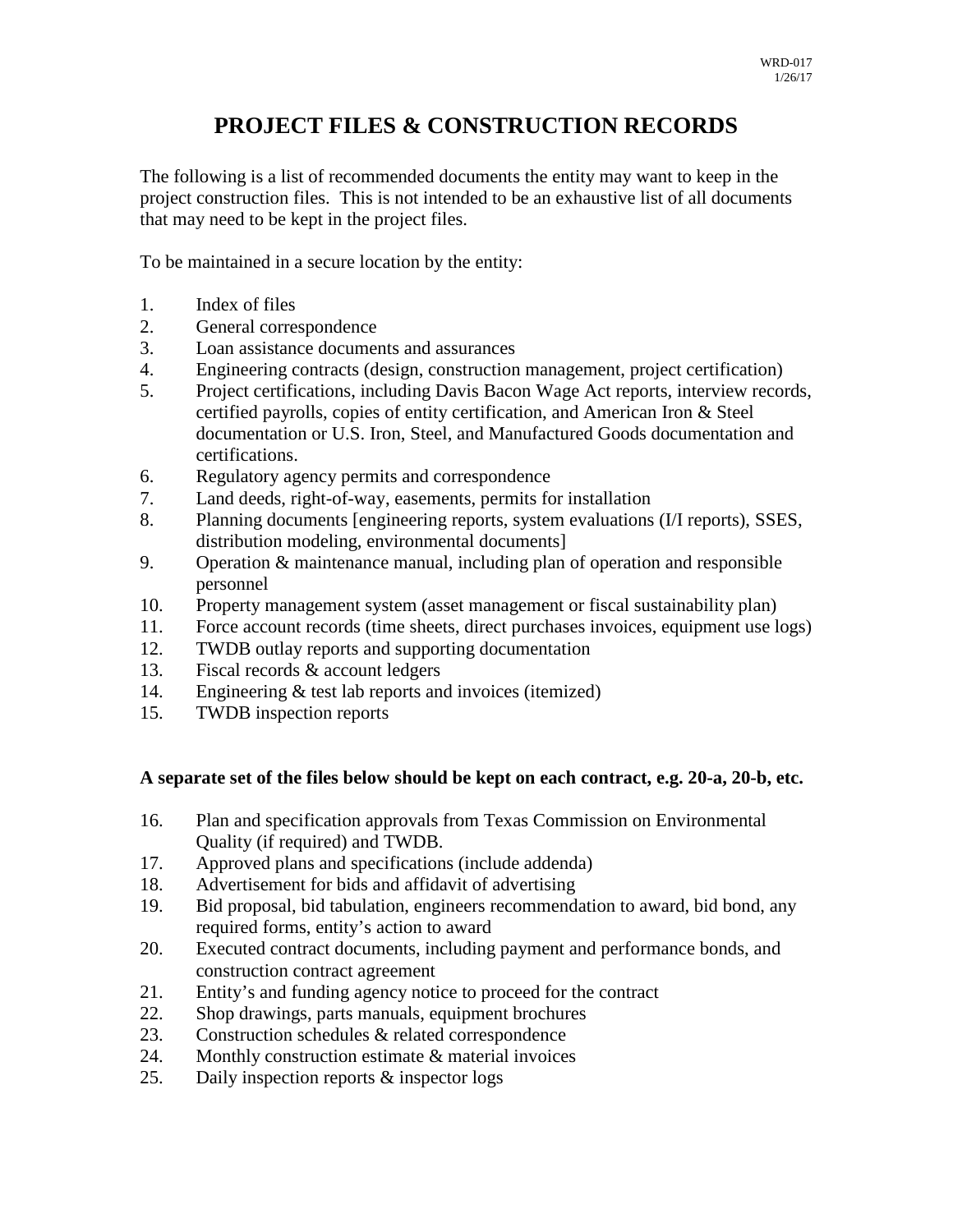WRD-017
1/26/17

# PROJECT FILES & CONSTRUCTION RECORDS

The following is a list of recommended documents the entity may want to keep in the project construction files. This is not intended to be an exhaustive list of all documents that may need to be kept in the project files.

To be maintained in a secure location by the entity:

1. Index of files
2. General correspondence
3. Loan assistance documents and assurances
4. Engineering contracts (design, construction management, project certification)
5. Project certifications, including Davis Bacon Wage Act reports, interview records, certified payrolls, copies of entity certification, and American Iron & Steel documentation or U.S. Iron, Steel, and Manufactured Goods documentation and certifications.
6. Regulatory agency permits and correspondence
7. Land deeds, right-of-way, easements, permits for installation
8. Planning documents [engineering reports, system evaluations (I/I reports), SSES, distribution modeling, environmental documents]
9. Operation & maintenance manual, including plan of operation and responsible personnel
10. Property management system (asset management or fiscal sustainability plan)
11. Force account records (time sheets, direct purchases invoices, equipment use logs)
12. TWDB outlay reports and supporting documentation
13. Fiscal records & account ledgers
14. Engineering & test lab reports and invoices (itemized)
15. TWDB inspection reports

**A separate set of the files below should be kept on each contract, e.g. 20-a, 20-b, etc.**

16. Plan and specification approvals from Texas Commission on Environmental Quality (if required) and TWDB.
17. Approved plans and specifications (include addenda)
18. Advertisement for bids and affidavit of advertising
19. Bid proposal, bid tabulation, engineers recommendation to award, bid bond, any required forms, entity's action to award
20. Executed contract documents, including payment and performance bonds, and construction contract agreement
21. Entity's and funding agency notice to proceed for the contract
22. Shop drawings, parts manuals, equipment brochures
23. Construction schedules & related correspondence
24. Monthly construction estimate & material invoices
25. Daily inspection reports & inspector logs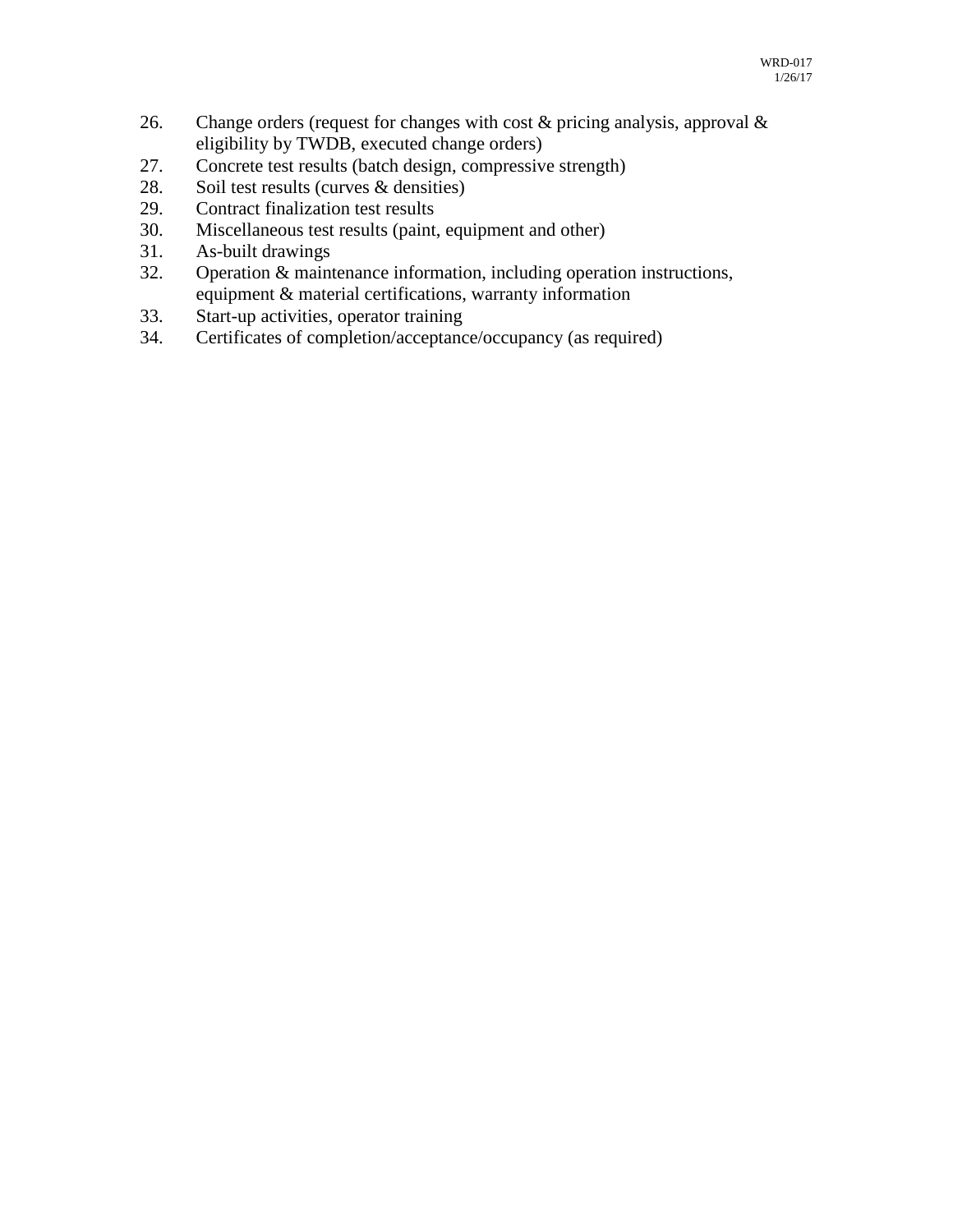26. Change orders (request for changes with cost & pricing analysis, approval & eligibility by TWDB, executed change orders)
27. Concrete test results (batch design, compressive strength)
28. Soil test results (curves & densities)
29. Contract finalization test results
30. Miscellaneous test results (paint, equipment and other)
31. As-built drawings
32. Operation & maintenance information, including operation instructions, equipment & material certifications, warranty information
33. Start-up activities, operator training
34. Certificates of completion/acceptance/occupancy (as required)